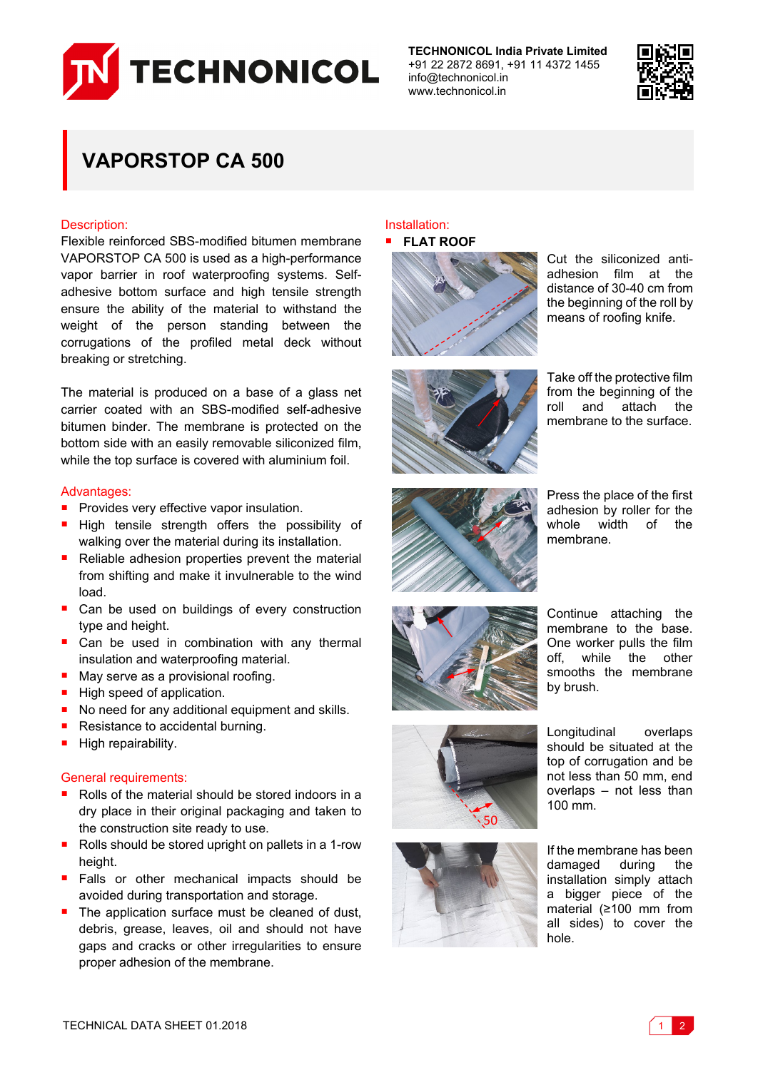**TECHNONICOL India Private Limited**
+91 22 2872 8691, +91 11 4372 1455
info@technonicol.in
www.technonicol.in

# VAPORSTOP CA 500

## Description:

Flexible reinforced SBS-modified bitumen membrane VAPORSTOP CA 500 is used as a high-performance vapor barrier in roof waterproofing systems. Self-adhesive bottom surface and high tensile strength ensure the ability of the material to withstand the weight of the person standing between the corrugations of the profiled metal deck without breaking or stretching.

The material is produced on a base of a glass net carrier coated with an SBS-modified self-adhesive bitumen binder. The membrane is protected on the bottom side with an easily removable siliconized film, while the top surface is covered with aluminium foil.

## Advantages:

- Provides very effective vapor insulation.
- High tensile strength offers the possibility of walking over the material during its installation.
- Reliable adhesion properties prevent the material from shifting and make it invulnerable to the wind load.
- Can be used on buildings of every construction type and height.
- Can be used in combination with any thermal insulation and waterproofing material.
- May serve as a provisional roofing.
- High speed of application.
- No need for any additional equipment and skills.
- Resistance to accidental burning.
- High repairability.

## General requirements:

- Rolls of the material should be stored indoors in a dry place in their original packaging and taken to the construction site ready to use.
- Rolls should be stored upright on pallets in a 1-row height.
- Falls or other mechanical impacts should be avoided during transportation and storage.
- The application surface must be cleaned of dust, debris, grease, leaves, oil and should not have gaps and cracks or other irregularities to ensure proper adhesion of the membrane.

## Installation:

- **FLAT ROOF**

Cut the siliconized anti-adhesion film at the distance of 30-40 cm from the beginning of the roll by means of roofing knife.

Take off the protective film from the beginning of the roll and attach the membrane to the surface.

Press the place of the first adhesion by roller for the whole width of the membrane.

Continue attaching the membrane to the base. One worker pulls the film off, while the other smooths the membrane by brush.

Longitudinal overlaps should be situated at the top of corrugation and be not less than 50 mm, end overlaps – not less than 100 mm.

If the membrane has been damaged during the installation simply attach a bigger piece of the material (≥100 mm from all sides) to cover the hole.

TECHNICAL DATA SHEET 01.2018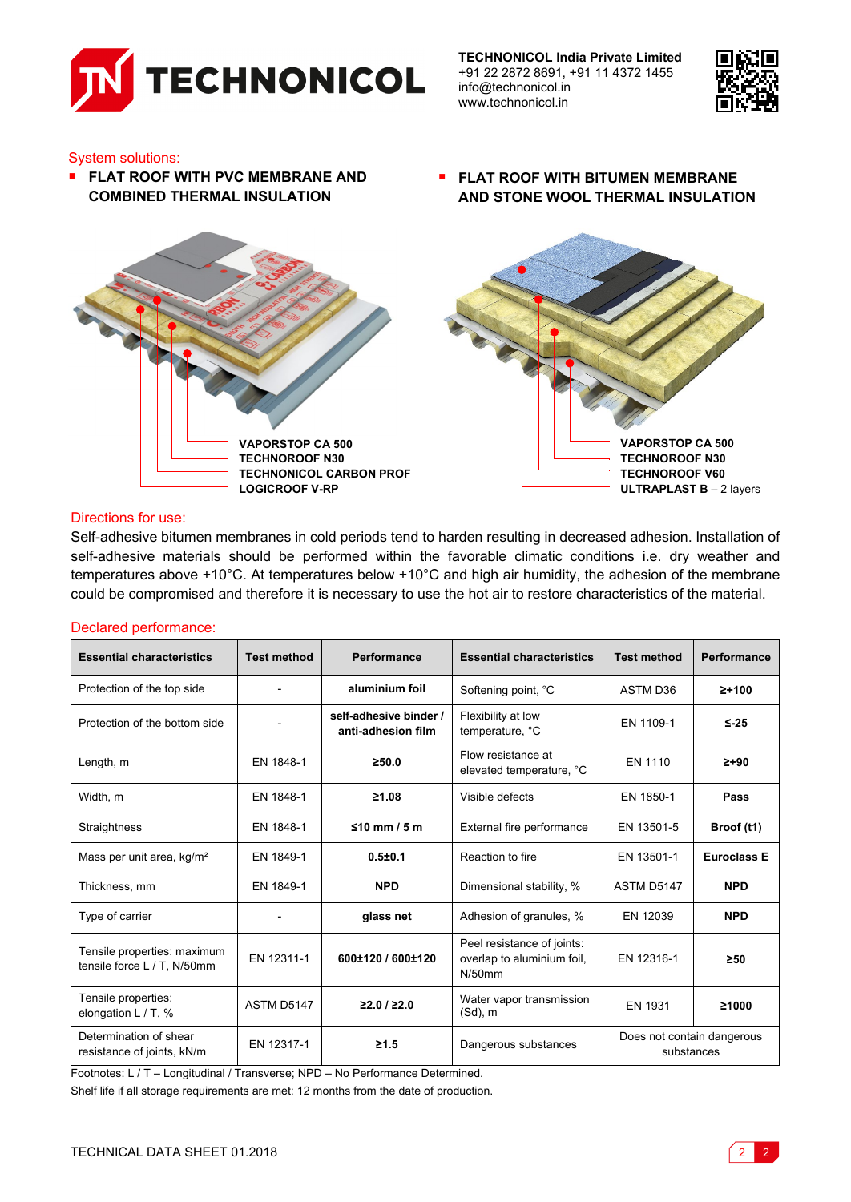**TECHNONICOL India Private Limited**
+91 22 2872 8691, +91 11 4372 1455
info@technonicol.in
www.technonicol.in

System solutions:

- **FLAT ROOF WITH PVC MEMBRANE AND COMBINED THERMAL INSULATION**

**VAPORSTOP CA 500**
**TECHNONICOL N30**
**TECHNONICOL CARBON PROF**
**LOGICROOF V-RP**

- **FLAT ROOF WITH BITUMEN MEMBRANE AND STONE WOOL THERMAL INSULATION**

**VAPORSTOP CA 500**
**TECHNOROOF N30**
**TECHNOROOF V60**
**ULTRAPLAST B** – 2 layers

Directions for use:

Self-adhesive bitumen membranes in cold periods tend to harden resulting in decreased adhesion. Installation of self-adhesive materials should be performed within the favorable climatic conditions i.e. dry weather and temperatures above +10°C. At temperatures below +10°C and high air humidity, the adhesion of the membrane could be compromised and therefore it is necessary to use the hot air to restore characteristics of the material.

Declared performance:

| Essential characteristics | Test method | Performance | Essential characteristics | Test method | Performance |
|---|---|---|---|---|---|
| Protection of the top side | - | **aluminium foil** | Softening point, °C | ASTM D36 | **≥+100** |
| Protection of the bottom side | - | **self-adhesive binder / anti-adhesion film** | Flexibility at low temperature, °C | EN 1109-1 | **≤-25** |
| Length, m | EN 1848-1 | **≥50.0** | Flow resistance at elevated temperature, °C | EN 1110 | **≥+90** |
| Width, m | EN 1848-1 | **≥1.08** | Visible defects | EN 1850-1 | **Pass** |
| Straightness | EN 1848-1 | **≤10 mm / 5 m** | External fire performance | EN 13501-5 | **Broof (t1)** |
| Mass per unit area, kg/m² | EN 1849-1 | **0.5±0.1** | Reaction to fire | EN 13501-1 | **Euroclass E** |
| Thickness, mm | EN 1849-1 | **NPD** | Dimensional stability, % | ASTM D5147 | **NPD** |
| Type of carrier | - | **glass net** | Adhesion of granules, % | EN 12039 | **NPD** |
| Tensile properties: maximum tensile force L / T, N/50mm | EN 12311-1 | **600±120 / 600±120** | Peel resistance of joints: overlap to aluminium foil, N/50mm | EN 12316-1 | **≥50** |
| Tensile properties: elongation L / T, % | ASTM D5147 | **≥2.0 / ≥2.0** | Water vapor transmission (Sd), m | EN 1931 | **≥1000** |
| Determination of shear resistance of joints, kN/m | EN 12317-1 | **≥1.5** | Dangerous substances | Does not contain dangerous substances | |

Footnotes: L / T – Longitudinal / Transverse; NPD – No Performance Determined.

Shelf life if all storage requirements are met: 12 months from the date of production.

TECHNICAL DATA SHEET 01.2018